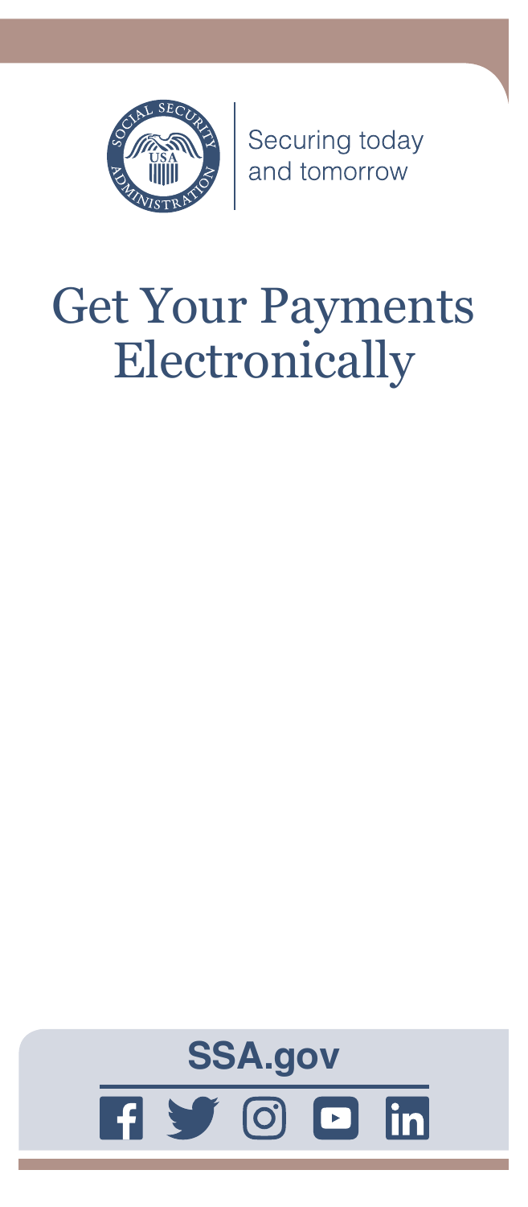Securing today and tomorrow

# Get Your Payments Electronically

**SSA.gov**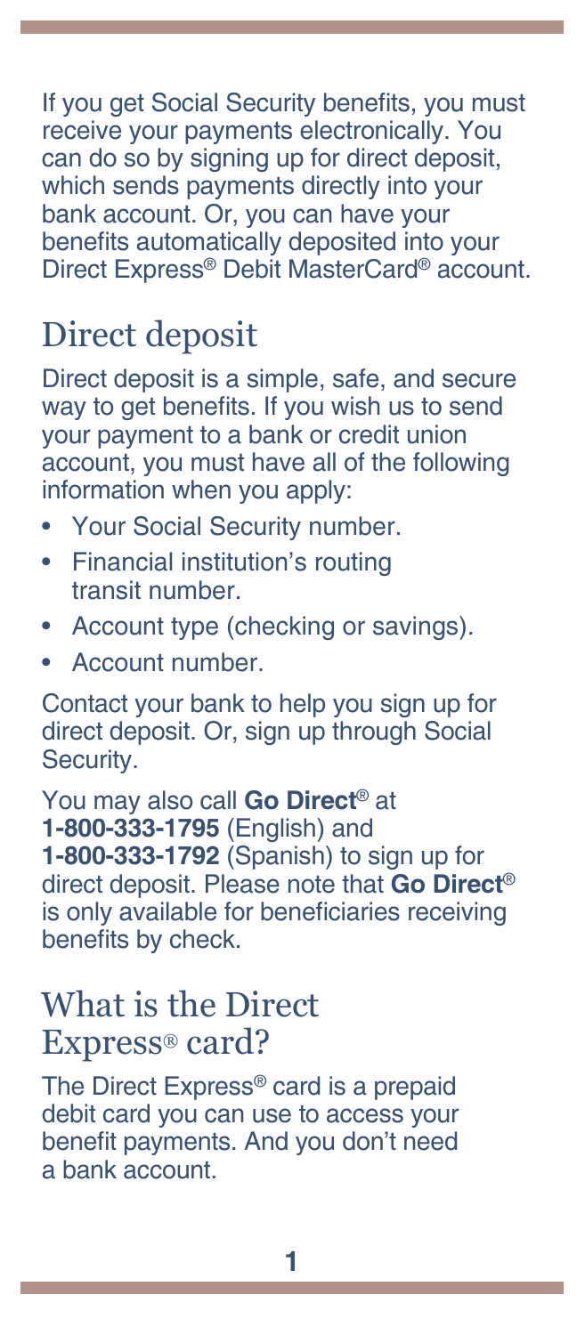If you get Social Security benefits, you must receive your payments electronically. You can do so by signing up for direct deposit, which sends payments directly into your bank account. Or, you can have your benefits automatically deposited into your Direct Express® Debit MasterCard® account.

## Direct deposit

Direct deposit is a simple, safe, and secure way to get benefits. If you wish us to send your payment to a bank or credit union account, you must have all of the following information when you apply:

- Your Social Security number.
- Financial institution's routing transit number.
- Account type (checking or savings).
- Account number.

Contact your bank to help you sign up for direct deposit. Or, sign up through Social Security.

You may also call **Go Direct**® at **1-800-333-1795** (English) and **1-800-333-1792** (Spanish) to sign up for direct deposit. Please note that **Go Direct**® is only available for beneficiaries receiving benefits by check.

## What is the Direct Express® card?

The Direct Express® card is a prepaid debit card you can use to access your benefit payments. And you don't need a bank account.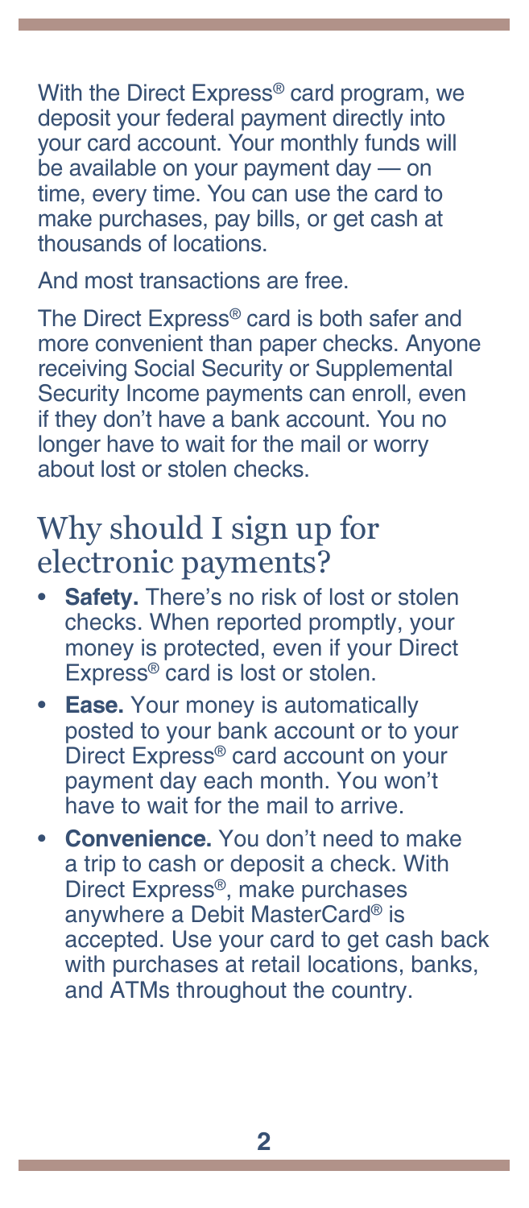With the Direct Express® card program, we deposit your federal payment directly into your card account. Your monthly funds will be available on your payment day — on time, every time. You can use the card to make purchases, pay bills, or get cash at thousands of locations.

And most transactions are free.

The Direct Express® card is both safer and more convenient than paper checks. Anyone receiving Social Security or Supplemental Security Income payments can enroll, even if they don't have a bank account. You no longer have to wait for the mail or worry about lost or stolen checks.

## Why should I sign up for electronic payments?

- **Safety.** There's no risk of lost or stolen checks. When reported promptly, your money is protected, even if your Direct Express® card is lost or stolen.
- **Ease.** Your money is automatically posted to your bank account or to your Direct Express® card account on your payment day each month. You won't have to wait for the mail to arrive.
- **Convenience.** You don't need to make a trip to cash or deposit a check. With Direct Express®, make purchases anywhere a Debit MasterCard® is accepted. Use your card to get cash back with purchases at retail locations, banks, and ATMs throughout the country.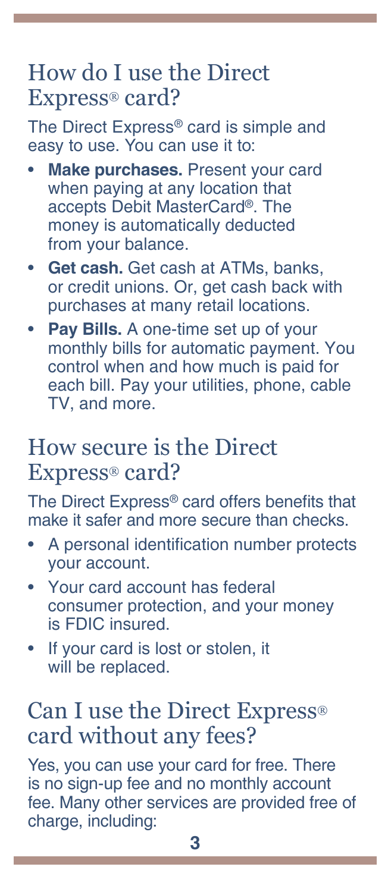## How do I use the Direct Express® card?

The Direct Express® card is simple and easy to use. You can use it to:

- **Make purchases.** Present your card when paying at any location that accepts Debit MasterCard®. The money is automatically deducted from your balance.
- **Get cash.** Get cash at ATMs, banks, or credit unions. Or, get cash back with purchases at many retail locations.
- **Pay Bills.** A one-time set up of your monthly bills for automatic payment. You control when and how much is paid for each bill. Pay your utilities, phone, cable TV, and more.

## How secure is the Direct Express® card?

The Direct Express® card offers benefits that make it safer and more secure than checks.

- A personal identification number protects your account.
- Your card account has federal consumer protection, and your money is FDIC insured.
- If your card is lost or stolen, it will be replaced.

## Can I use the Direct Express® card without any fees?

Yes, you can use your card for free. There is no sign-up fee and no monthly account fee. Many other services are provided free of charge, including: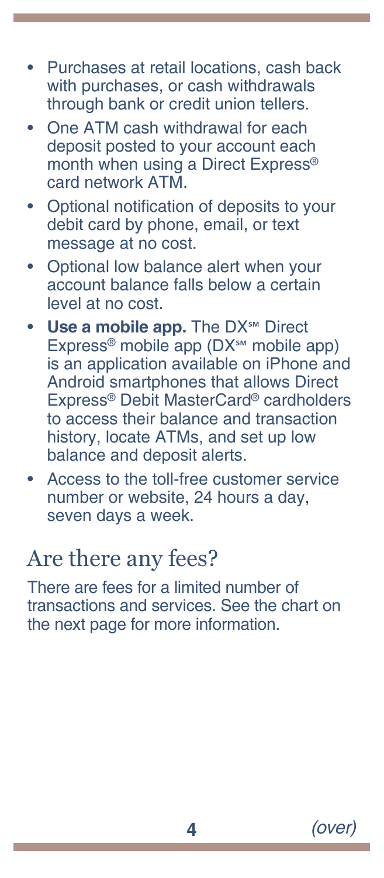- Purchases at retail locations, cash back with purchases, or cash withdrawals through bank or credit union tellers.
- One ATM cash withdrawal for each deposit posted to your account each month when using a Direct Express® card network ATM.
- Optional notification of deposits to your debit card by phone, email, or text message at no cost.
- Optional low balance alert when your account balance falls below a certain level at no cost.
- **Use a mobile app.** The DX℠ Direct Express® mobile app (DX℠ mobile app) is an application available on iPhone and Android smartphones that allows Direct Express® Debit MasterCard® cardholders to access their balance and transaction history, locate ATMs, and set up low balance and deposit alerts.
- Access to the toll-free customer service number or website, 24 hours a day, seven days a week.

## Are there any fees?

There are fees for a limited number of transactions and services. See the chart on the next page for more information.

*(over)*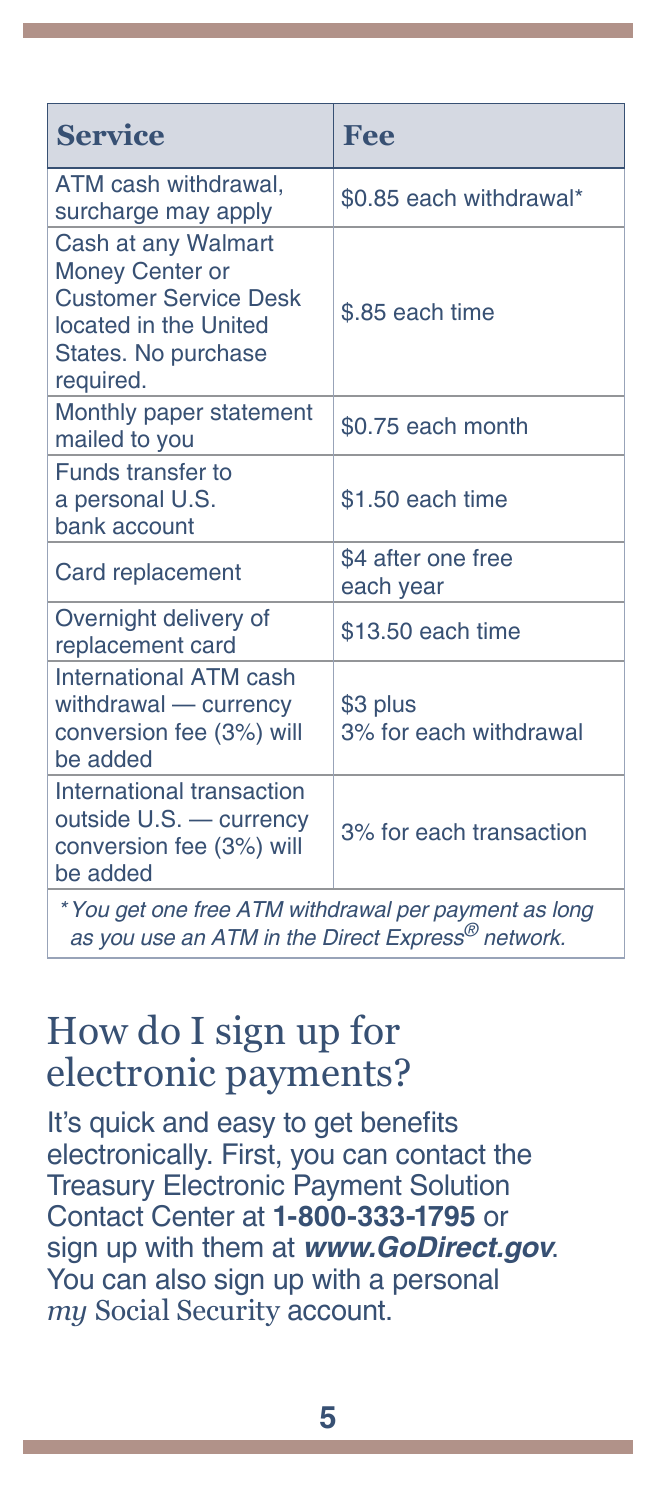| Service | Fee |
| --- | --- |
| ATM cash withdrawal, surcharge may apply | $0.85 each withdrawal* |
| Cash at any Walmart Money Center or Customer Service Desk located in the United States. No purchase required. | $.85 each time |
| Monthly paper statement mailed to you | $0.75 each month |
| Funds transfer to a personal U.S. bank account | $1.50 each time |
| Card replacement | $4 after one free each year |
| Overnight delivery of replacement card | $13.50 each time |
| International ATM cash withdrawal — currency conversion fee (3%) will be added | $3 plus 3% for each withdrawal |
| International transaction outside U.S. — currency conversion fee (3%) will be added | 3% for each transaction |

*\*You get one free ATM withdrawal per payment as long as you use an ATM in the Direct Express® network.*

## How do I sign up for electronic payments?

It's quick and easy to get benefits electronically. First, you can contact the Treasury Electronic Payment Solution Contact Center at **1-800-333-1795** or sign up with them at ***www.GoDirect.gov***. You can also sign up with a personal *my* Social Security account.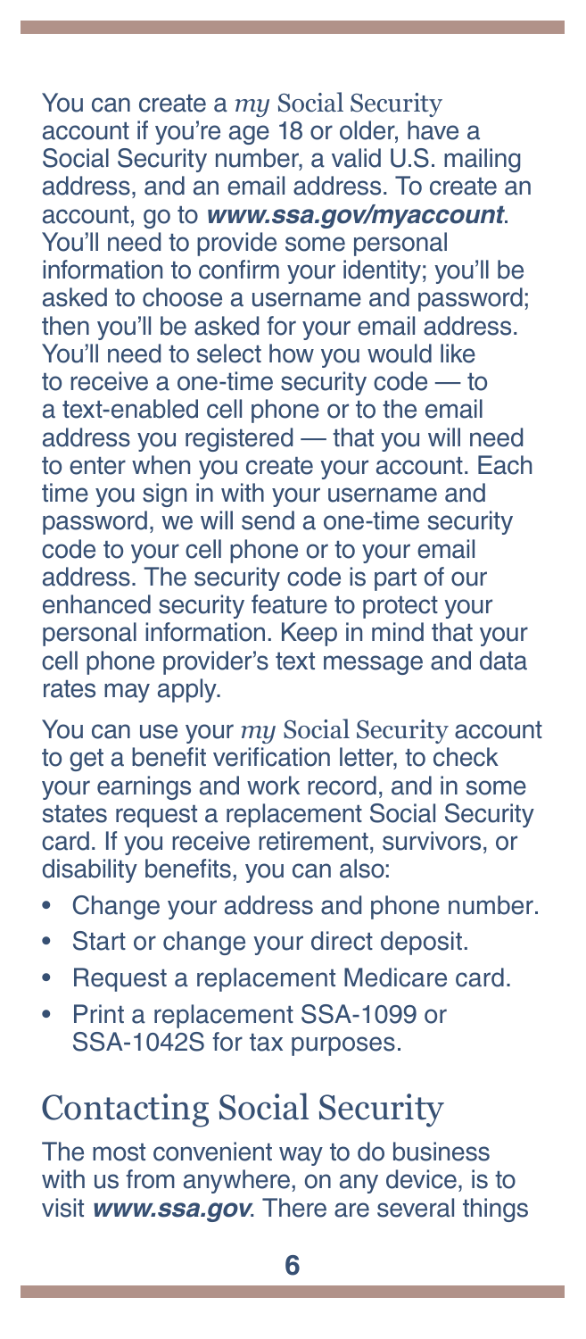You can create a *my* Social Security account if you're age 18 or older, have a Social Security number, a valid U.S. mailing address, and an email address. To create an account, go to ***www.ssa.gov/myaccount***. You'll need to provide some personal information to confirm your identity; you'll be asked to choose a username and password; then you'll be asked for your email address. You'll need to select how you would like to receive a one-time security code — to a text-enabled cell phone or to the email address you registered — that you will need to enter when you create your account. Each time you sign in with your username and password, we will send a one-time security code to your cell phone or to your email address. The security code is part of our enhanced security feature to protect your personal information. Keep in mind that your cell phone provider's text message and data rates may apply.

You can use your *my* Social Security account to get a benefit verification letter, to check your earnings and work record, and in some states request a replacement Social Security card. If you receive retirement, survivors, or disability benefits, you can also:

- Change your address and phone number.
- Start or change your direct deposit.
- Request a replacement Medicare card.
- Print a replacement SSA-1099 or SSA-1042S for tax purposes.

## Contacting Social Security

The most convenient way to do business with us from anywhere, on any device, is to visit ***www.ssa.gov***. There are several things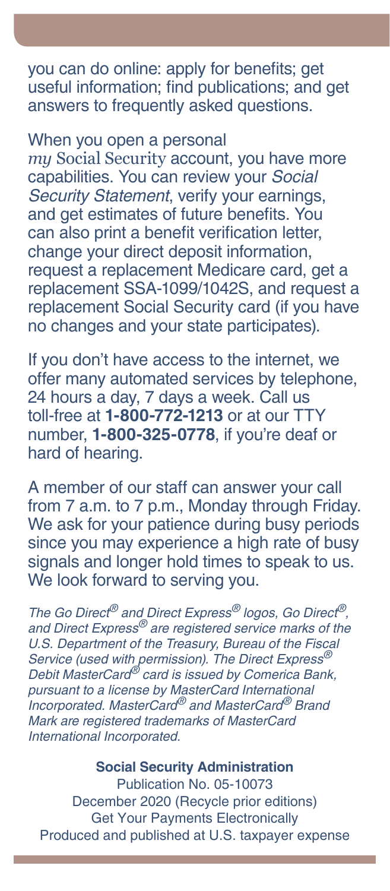you can do online: apply for benefits; get useful information; find publications; and get answers to frequently asked questions.

When you open a personal *my* Social Security account, you have more capabilities. You can review your *Social Security Statement*, verify your earnings, and get estimates of future benefits. You can also print a benefit verification letter, change your direct deposit information, request a replacement Medicare card, get a replacement SSA-1099/1042S, and request a replacement Social Security card (if you have no changes and your state participates).

If you don't have access to the internet, we offer many automated services by telephone, 24 hours a day, 7 days a week. Call us toll-free at **1-800-772-1213** or at our TTY number, **1-800-325-0778**, if you're deaf or hard of hearing.

A member of our staff can answer your call from 7 a.m. to 7 p.m., Monday through Friday. We ask for your patience during busy periods since you may experience a high rate of busy signals and longer hold times to speak to us. We look forward to serving you.

*The Go Direct® and Direct Express® logos, Go Direct®, and Direct Express® are registered service marks of the U.S. Department of the Treasury, Bureau of the Fiscal Service (used with permission). The Direct Express® Debit MasterCard® card is issued by Comerica Bank, pursuant to a license by MasterCard International Incorporated. MasterCard® and MasterCard® Brand Mark are registered trademarks of MasterCard International Incorporated.*

**Social Security Administration**

Publication No. 05-10073

December 2020 (Recycle prior editions)

Get Your Payments Electronically

Produced and published at U.S. taxpayer expense